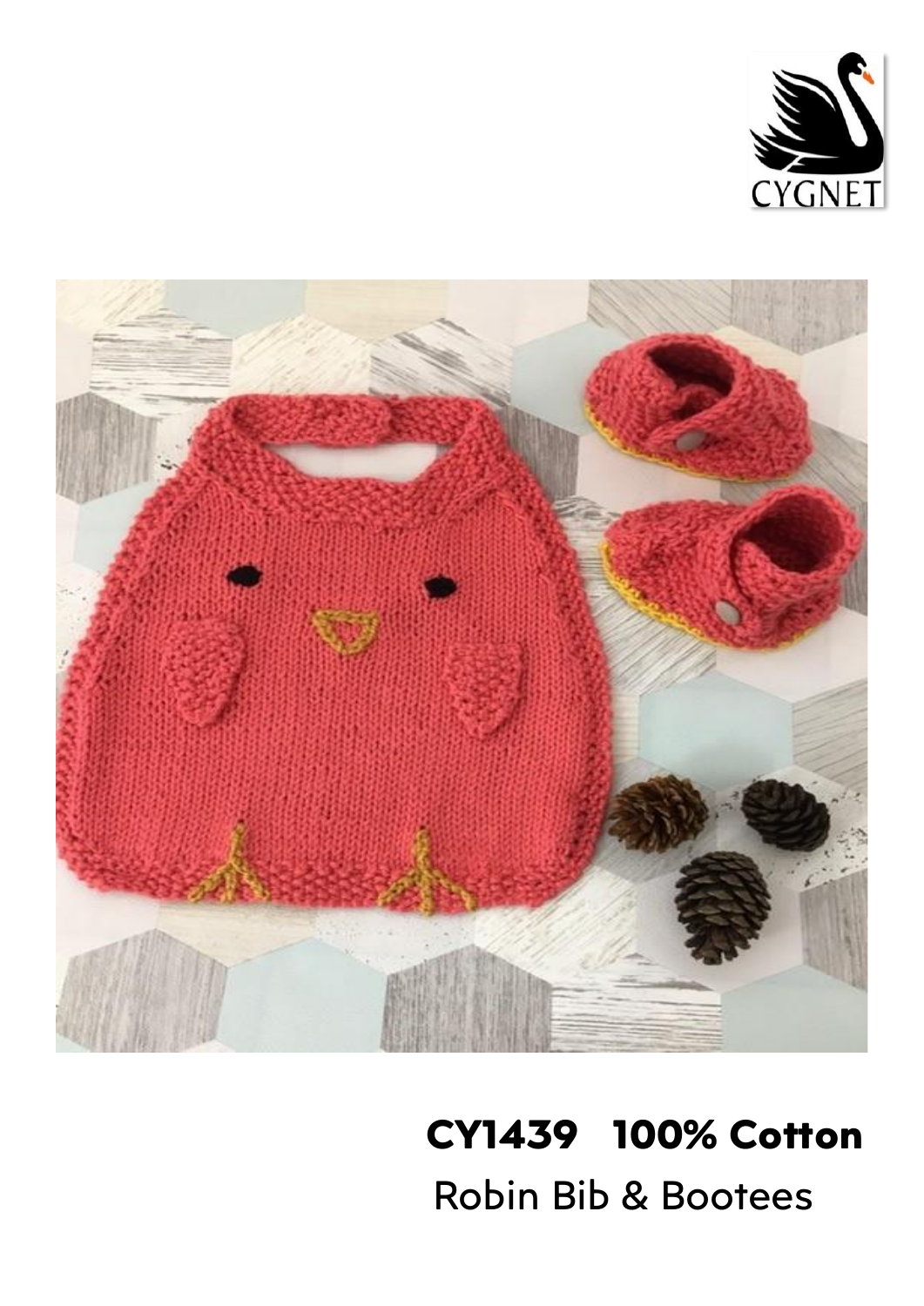CYGNET

**CY1439 100% Cotton**

Robin Bib & Bootees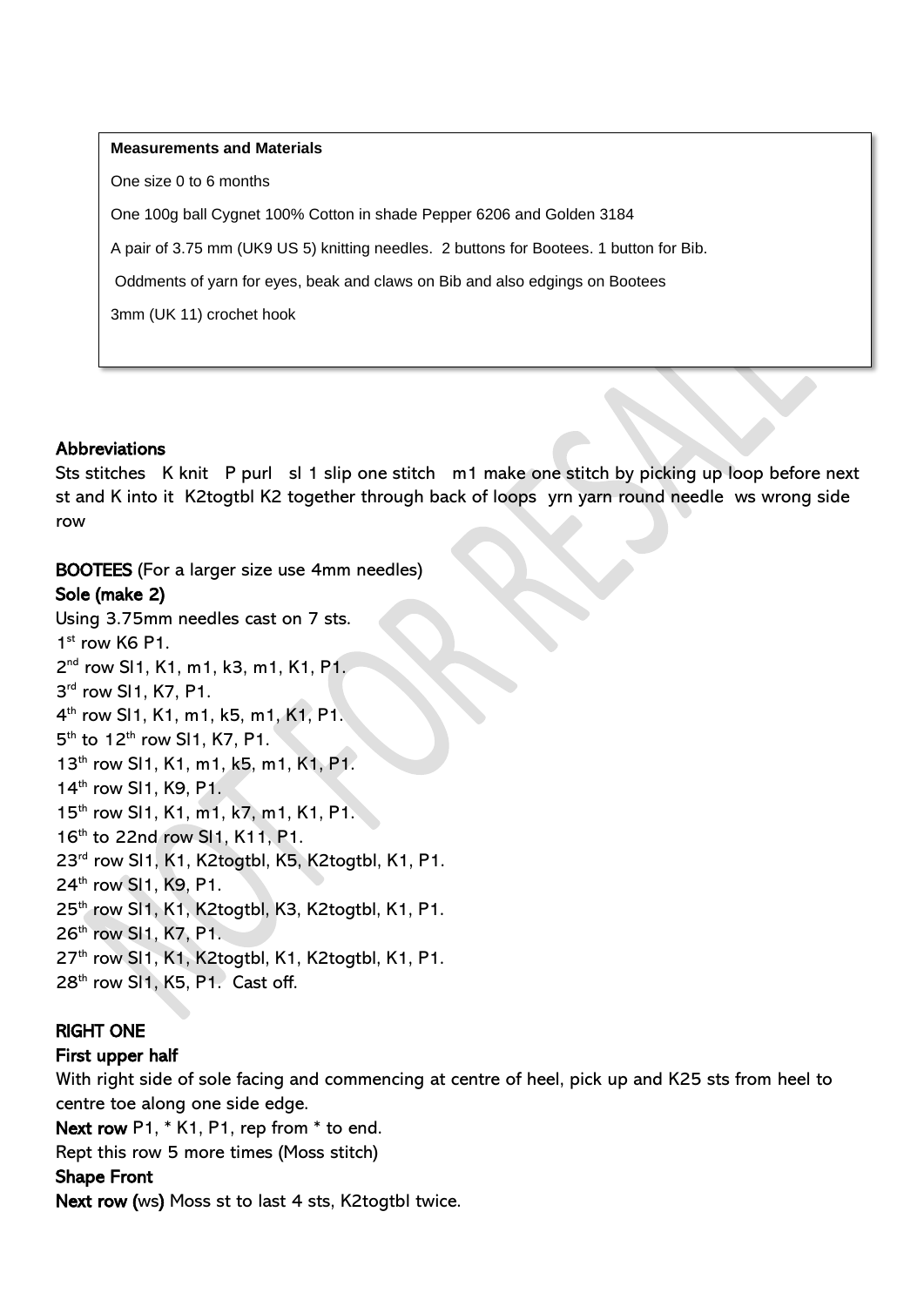**Measurements and Materials**

One size 0 to 6 months

One 100g ball Cygnet 100% Cotton in shade Pepper 6206 and Golden 3184

A pair of 3.75 mm (UK9 US 5) knitting needles. 2 buttons for Bootees. 1 button for Bib.

Oddments of yarn for eyes, beak and claws on Bib and also edgings on Bootees

3mm (UK 11) crochet hook

**Abbreviations**

Sts stitches K knit P purl sl 1 slip one stitch m1 make one stitch by picking up loop before next st and K into it K2togtbl K2 together through back of loops yrn yarn round needle ws wrong side row

**BOOTEES** (For a larger size use 4mm needles)

**Sole (make 2)**

Using 3.75mm needles cast on 7 sts.
1st row K6 P1.
2nd row Sl1, K1, m1, k3, m1, K1, P1.
3rd row Sl1, K7, P1.
4th row Sl1, K1, m1, k5, m1, K1, P1.
5th to 12th row Sl1, K7, P1.
13th row Sl1, K1, m1, k5, m1, K1, P1.
14th row Sl1, K9, P1.
15th row Sl1, K1, m1, k7, m1, K1, P1.
16th to 22nd row Sl1, K11, P1.
23rd row Sl1, K1, K2togtbl, K5, K2togtbl, K1, P1.
24th row Sl1, K9, P1.
25th row Sl1, K1, K2togtbl, K3, K2togtbl, K1, P1.
26th row Sl1, K7, P1.
27th row Sl1, K1, K2togtbl, K1, K2togtbl, K1, P1.
28th row Sl1, K5, P1. Cast off.

**RIGHT ONE**

**First upper half**

With right side of sole facing and commencing at centre of heel, pick up and K25 sts from heel to centre toe along one side edge.

**Next row** P1, * K1, P1, rep from * to end.

Rept this row 5 more times (Moss stitch)

**Shape Front**

**Next row (ws)** Moss st to last 4 sts, K2togtbl twice.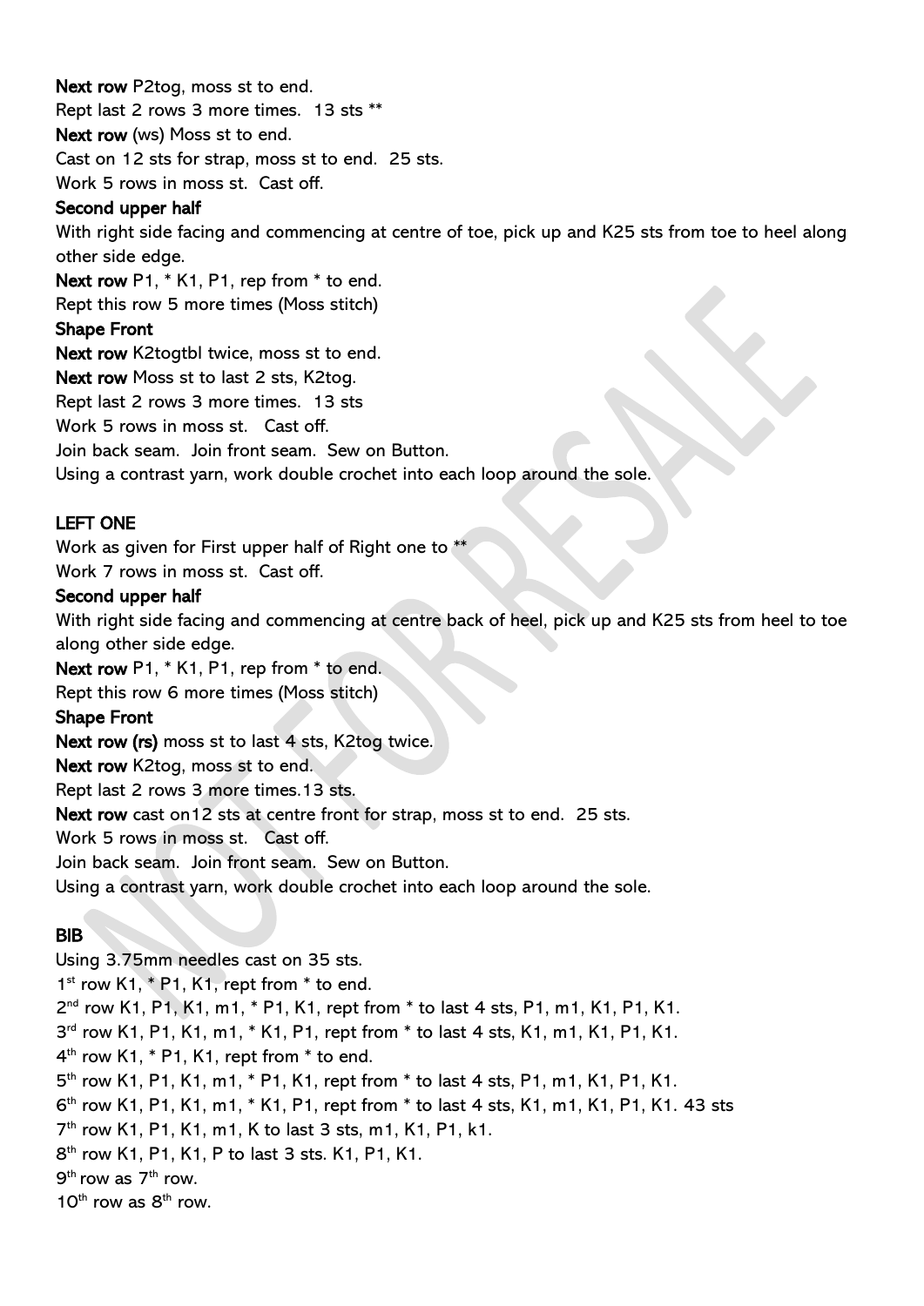**Next row** P2tog, moss st to end.
Rept last 2 rows 3 more times. 13 sts **
**Next row** (ws) Moss st to end.
Cast on 12 sts for strap, moss st to end. 25 sts.
Work 5 rows in moss st. Cast off.

**Second upper half**

With right side facing and commencing at centre of toe, pick up and K25 sts from toe to heel along other side edge.
**Next row** P1, * K1, P1, rep from * to end.
Rept this row 5 more times (Moss stitch)

**Shape Front**

**Next row** K2togtbl twice, moss st to end.
**Next row** Moss st to last 2 sts, K2tog.
Rept last 2 rows 3 more times. 13 sts
Work 5 rows in moss st. Cast off.
Join back seam. Join front seam. Sew on Button.
Using a contrast yarn, work double crochet into each loop around the sole.

**LEFT ONE**

Work as given for First upper half of Right one to **
Work 7 rows in moss st. Cast off.

**Second upper half**

With right side facing and commencing at centre back of heel, pick up and K25 sts from heel to toe along other side edge.
**Next row** P1, * K1, P1, rep from * to end.
Rept this row 6 more times (Moss stitch)

**Shape Front**

**Next row (rs)** moss st to last 4 sts, K2tog twice.
**Next row** K2tog, moss st to end.
Rept last 2 rows 3 more times.13 sts.
**Next row** cast on12 sts at centre front for strap, moss st to end. 25 sts.
Work 5 rows in moss st. Cast off.
Join back seam. Join front seam. Sew on Button.
Using a contrast yarn, work double crochet into each loop around the sole.

**BIB**

Using 3.75mm needles cast on 35 sts.
1st row K1, * P1, K1, rept from * to end.
2nd row K1, P1, K1, m1, * P1, K1, rept from * to last 4 sts, P1, m1, K1, P1, K1.
3rd row K1, P1, K1, m1, * K1, P1, rept from * to last 4 sts, K1, m1, K1, P1, K1.
4th row K1, * P1, K1, rept from * to end.
5th row K1, P1, K1, m1, * P1, K1, rept from * to last 4 sts, P1, m1, K1, P1, K1.
6th row K1, P1, K1, m1, * K1, P1, rept from * to last 4 sts, K1, m1, K1, P1, K1. 43 sts
7th row K1, P1, K1, m1, K to last 3 sts, m1, K1, P1, k1.
8th row K1, P1, K1, P to last 3 sts. K1, P1, K1.
9th row as 7th row.
10th row as 8th row.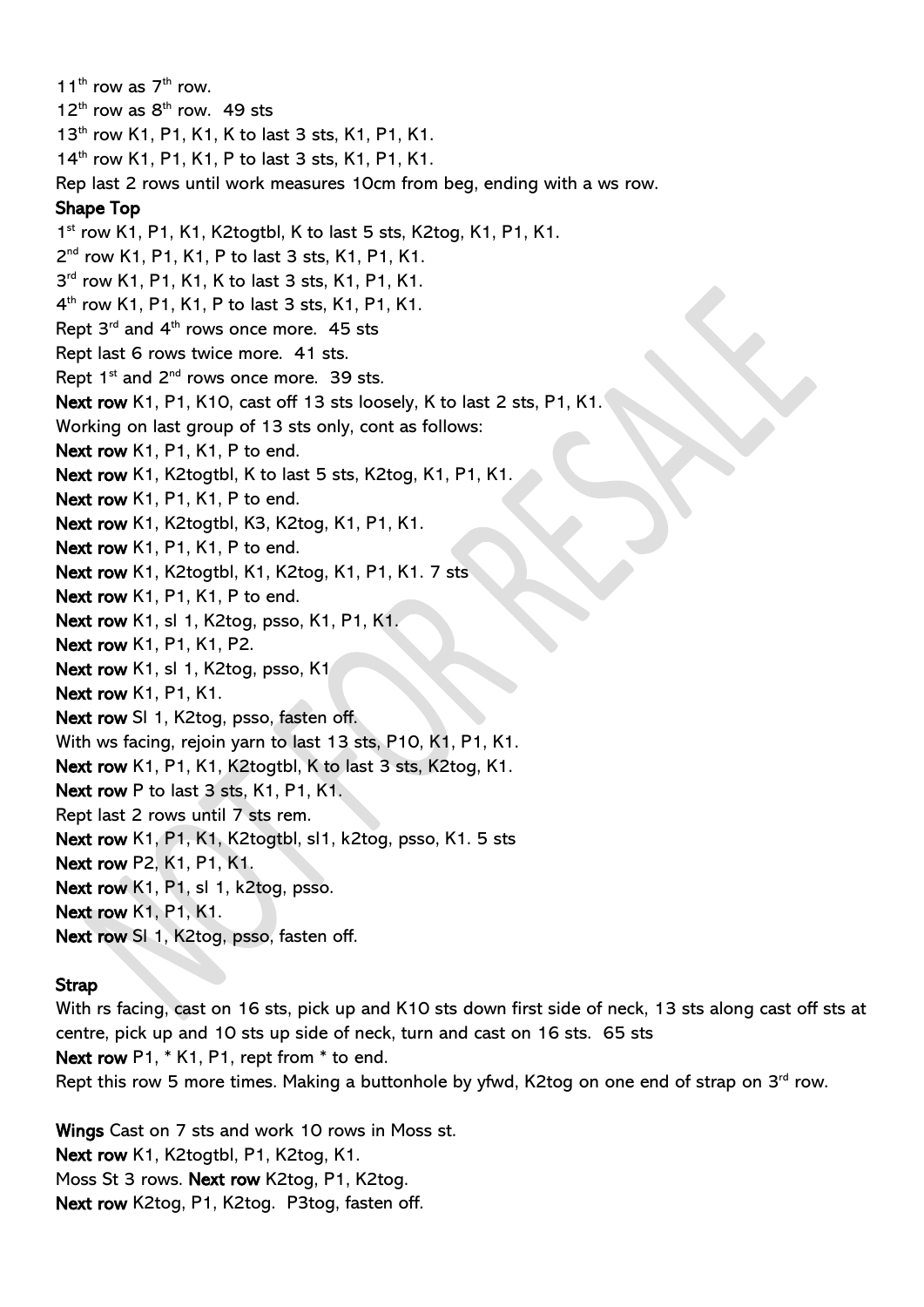11th row as 7th row.
12th row as 8th row.  49 sts
13th row K1, P1, K1, K to last 3 sts, K1, P1, K1.
14th row K1, P1, K1, P to last 3 sts, K1, P1, K1.
Rep last 2 rows until work measures 10cm from beg, ending with a ws row.

**Shape Top**

1st row K1, P1, K1, K2togtbl, K to last 5 sts, K2tog, K1, P1, K1.
2nd row K1, P1, K1, P to last 3 sts, K1, P1, K1.
3rd row K1, P1, K1, K to last 3 sts, K1, P1, K1.
4th row K1, P1, K1, P to last 3 sts, K1, P1, K1.
Rept 3rd and 4th rows once more.  45 sts
Rept last 6 rows twice more.  41 sts.
Rept 1st and 2nd rows once more.  39 sts.
**Next row** K1, P1, K10, cast off 13 sts loosely, K to last 2 sts, P1, K1.
Working on last group of 13 sts only, cont as follows:
**Next row** K1, P1, K1, P to end.
**Next row** K1, K2togtbl, K to last 5 sts, K2tog, K1, P1, K1.
**Next row** K1, P1, K1, P to end.
**Next row** K1, K2togtbl, K3, K2tog, K1, P1, K1.
**Next row** K1, P1, K1, P to end.
**Next row** K1, K2togtbl, K1, K2tog, K1, P1, K1. 7 sts
**Next row** K1, P1, K1, P to end.
**Next row** K1, sl 1, K2tog, psso, K1, P1, K1.
**Next row** K1, P1, K1, P2.
**Next row** K1, sl 1, K2tog, psso, K1
**Next row** K1, P1, K1.
**Next row** Sl 1, K2tog, psso, fasten off.
With ws facing, rejoin yarn to last 13 sts, P10, K1, P1, K1.
**Next row** K1, P1, K1, K2togtbl, K to last 3 sts, K2tog, K1.
**Next row** P to last 3 sts, K1, P1, K1.
Rept last 2 rows until 7 sts rem.
**Next row** K1, P1, K1, K2togtbl, sl1, k2tog, psso, K1. 5 sts
**Next row** P2, K1, P1, K1.
**Next row** K1, P1, sl 1, k2tog, psso.
**Next row** K1, P1, K1.
**Next row** Sl 1, K2tog, psso, fasten off.

**Strap**

With rs facing, cast on 16 sts, pick up and K10 sts down first side of neck, 13 sts along cast off sts at centre, pick up and 10 sts up side of neck, turn and cast on 16 sts.  65 sts
**Next row** P1, * K1, P1, rept from * to end.
Rept this row 5 more times. Making a buttonhole by yfwd, K2tog on one end of strap on 3rd row.

**Wings** Cast on 7 sts and work 10 rows in Moss st.
**Next row** K1, K2togtbl, P1, K2tog, K1.
Moss St 3 rows. **Next row** K2tog, P1, K2tog.
**Next row** K2tog, P1, K2tog.  P3tog, fasten off.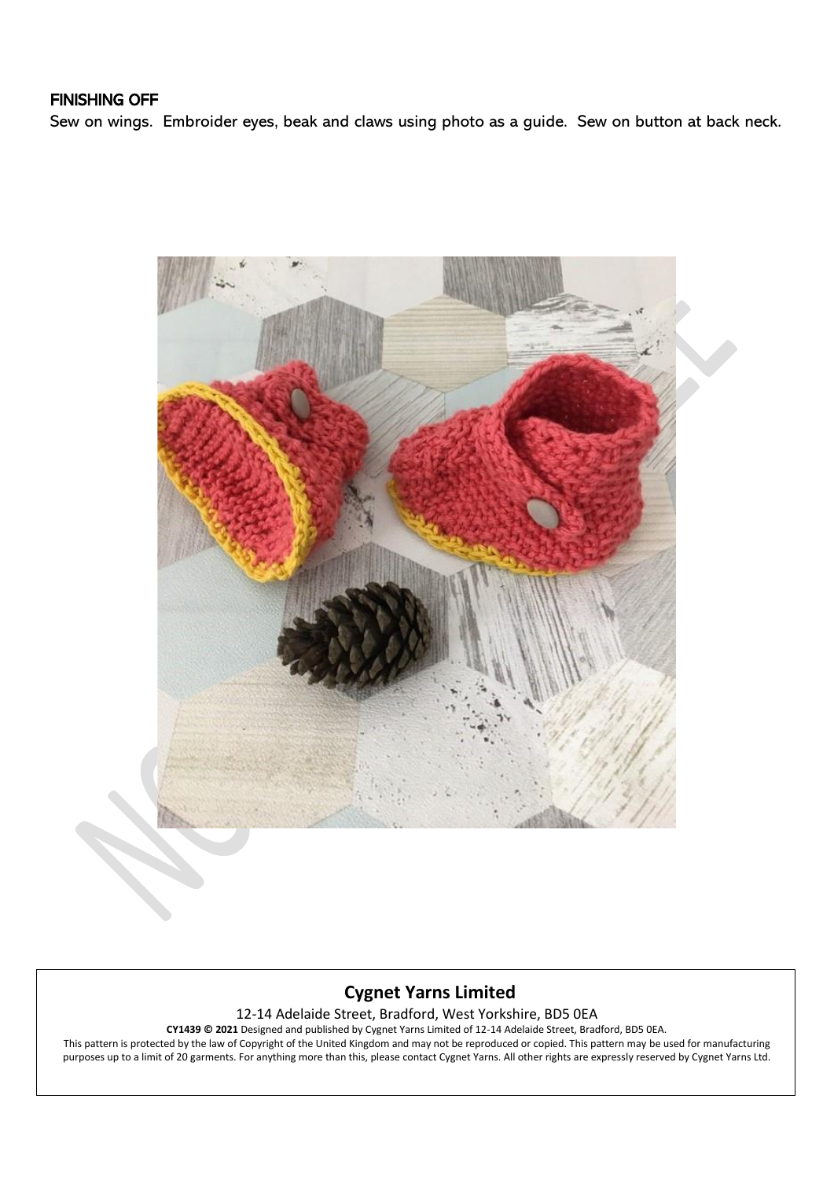## FINISHING OFF

Sew on wings. Embroider eyes, beak and claws using photo as a guide. Sew on button at back neck.

**Cygnet Yarns Limited**

12-14 Adelaide Street, Bradford, West Yorkshire, BD5 0EA

**CY1439 © 2021** Designed and published by Cygnet Yarns Limited of 12-14 Adelaide Street, Bradford, BD5 0EA.

This pattern is protected by the law of Copyright of the United Kingdom and may not be reproduced or copied. This pattern may be used for manufacturing purposes up to a limit of 20 garments. For anything more than this, please contact Cygnet Yarns. All other rights are expressly reserved by Cygnet Yarns Ltd.